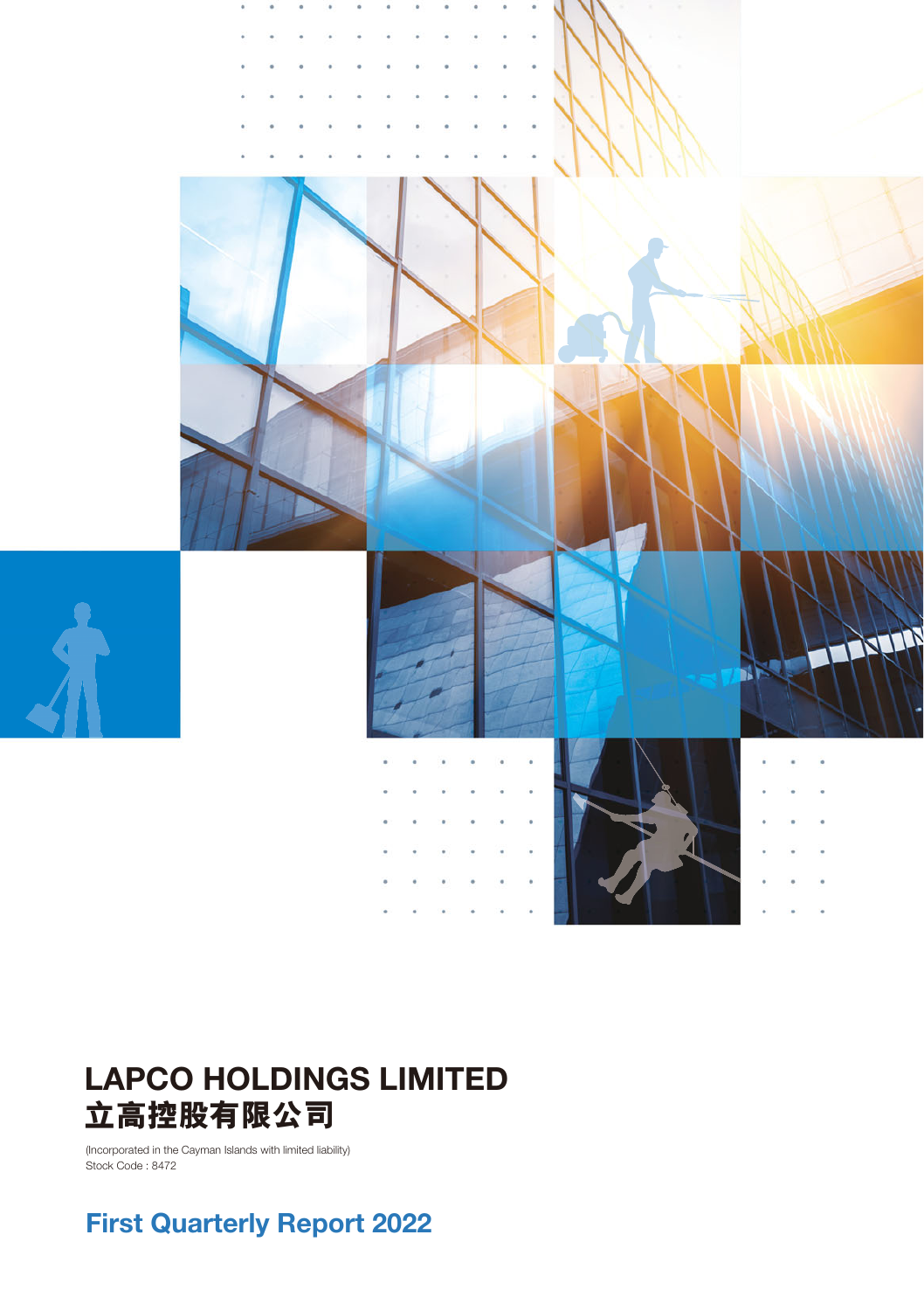# LAPCO HOLDINGS LIMITED
# 立高控股有限公司

(Incorporated in the Cayman Islands with limited liability)
Stock Code : 8472

## First Quarterly Report 2022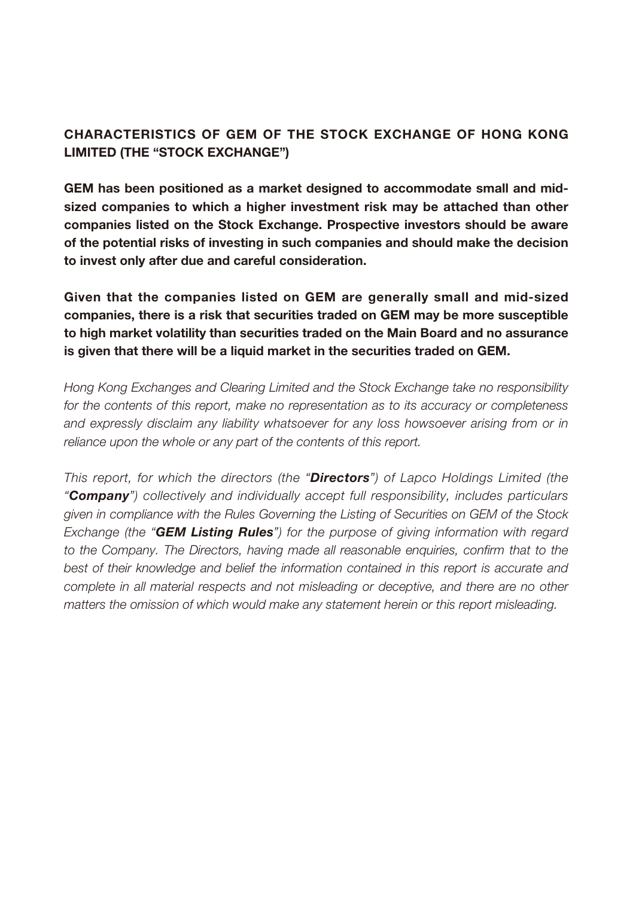## CHARACTERISTICS OF GEM OF THE STOCK EXCHANGE OF HONG KONG LIMITED (THE "STOCK EXCHANGE")

**GEM has been positioned as a market designed to accommodate small and mid-sized companies to which a higher investment risk may be attached than other companies listed on the Stock Exchange. Prospective investors should be aware of the potential risks of investing in such companies and should make the decision to invest only after due and careful consideration.**

**Given that the companies listed on GEM are generally small and mid-sized companies, there is a risk that securities traded on GEM may be more susceptible to high market volatility than securities traded on the Main Board and no assurance is given that there will be a liquid market in the securities traded on GEM.**

*Hong Kong Exchanges and Clearing Limited and the Stock Exchange take no responsibility for the contents of this report, make no representation as to its accuracy or completeness and expressly disclaim any liability whatsoever for any loss howsoever arising from or in reliance upon the whole or any part of the contents of this report.*

*This report, for which the directors (the "**Directors**") of Lapco Holdings Limited (the "**Company**") collectively and individually accept full responsibility, includes particulars given in compliance with the Rules Governing the Listing of Securities on GEM of the Stock Exchange (the "**GEM Listing Rules**") for the purpose of giving information with regard to the Company. The Directors, having made all reasonable enquiries, confirm that to the best of their knowledge and belief the information contained in this report is accurate and complete in all material respects and not misleading or deceptive, and there are no other matters the omission of which would make any statement herein or this report misleading.*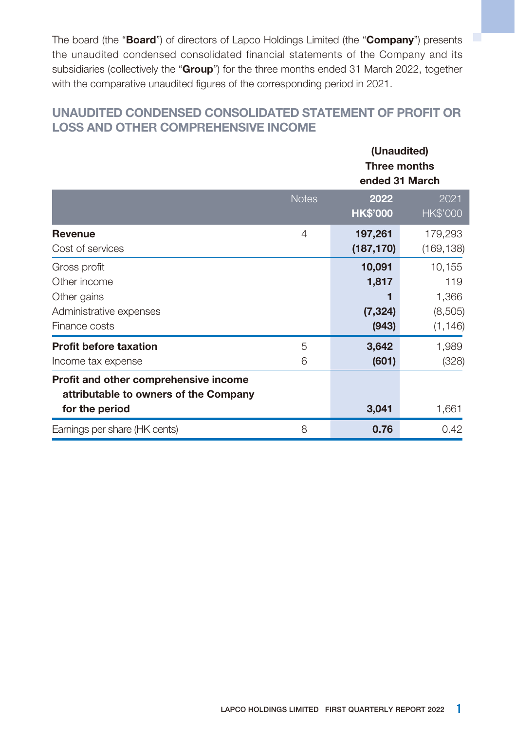The board (the "**Board**") of directors of Lapco Holdings Limited (the "**Company**") presents the unaudited condensed consolidated financial statements of the Company and its subsidiaries (collectively the "**Group**") for the three months ended 31 March 2022, together with the comparative unaudited figures of the corresponding period in 2021.

## UNAUDITED CONDENSED CONSOLIDATED STATEMENT OF PROFIT OR LOSS AND OTHER COMPREHENSIVE INCOME

| | Notes | **(Unaudited) Three months ended 31 March** | |
|---|---|---|---|
| | | **2022** | 2021 |
| | | **HK$'000** | HK$'000 |
| **Revenue** | 4 | **197,261** | 179,293 |
| Cost of services | | **(187,170)** | (169,138) |
| Gross profit | | **10,091** | 10,155 |
| Other income | | **1,817** | 119 |
| Other gains | | **1** | 1,366 |
| Administrative expenses | | **(7,324)** | (8,505) |
| Finance costs | | **(943)** | (1,146) |
| **Profit before taxation** | 5 | **3,642** | 1,989 |
| Income tax expense | 6 | **(601)** | (328) |
| **Profit and other comprehensive income attributable to owners of the Company for the period** | | **3,041** | 1,661 |
| Earnings per share (HK cents) | 8 | **0.76** | 0.42 |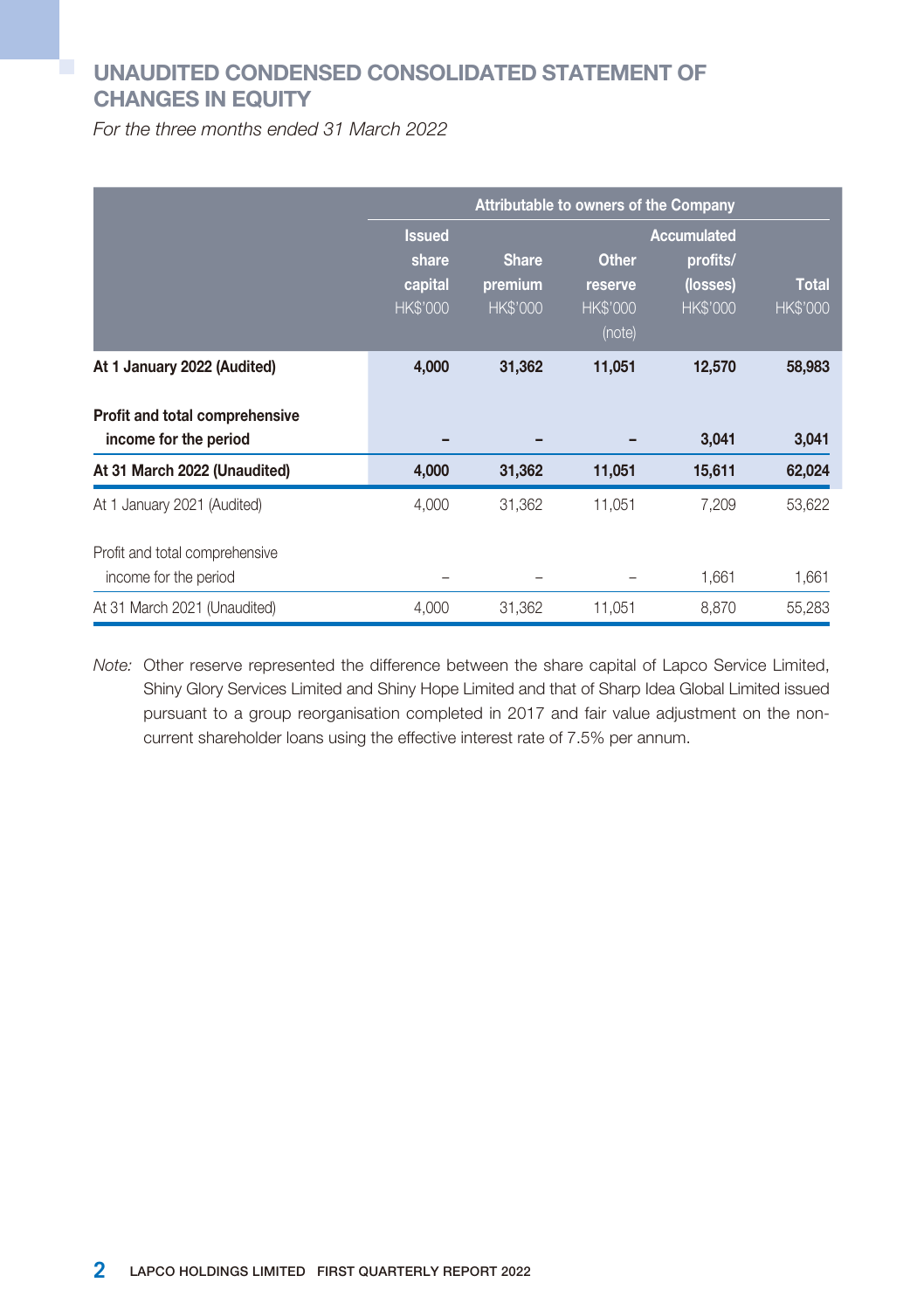# UNAUDITED CONDENSED CONSOLIDATED STATEMENT OF CHANGES IN EQUITY

*For the three months ended 31 March 2022*

| | Attributable to owners of the Company | | | | |
|---|---|---|---|---|---|
| | Issued share capital HK$'000 | Share premium HK$'000 | Other reserve HK$'000 (note) | Accumulated profits/ (losses) HK$'000 | Total HK$'000 |
| **At 1 January 2022 (Audited)** | **4,000** | **31,362** | **11,051** | **12,570** | **58,983** |
| **Profit and total comprehensive income for the period** | **–** | **–** | **–** | **3,041** | **3,041** |
| **At 31 March 2022 (Unaudited)** | **4,000** | **31,362** | **11,051** | **15,611** | **62,024** |
| At 1 January 2021 (Audited) | 4,000 | 31,362 | 11,051 | 7,209 | 53,622 |
| Profit and total comprehensive income for the period | – | – | – | 1,661 | 1,661 |
| At 31 March 2021 (Unaudited) | 4,000 | 31,362 | 11,051 | 8,870 | 55,283 |

*Note:* Other reserve represented the difference between the share capital of Lapco Service Limited, Shiny Glory Services Limited and Shiny Hope Limited and that of Sharp Idea Global Limited issued pursuant to a group reorganisation completed in 2017 and fair value adjustment on the non-current shareholder loans using the effective interest rate of 7.5% per annum.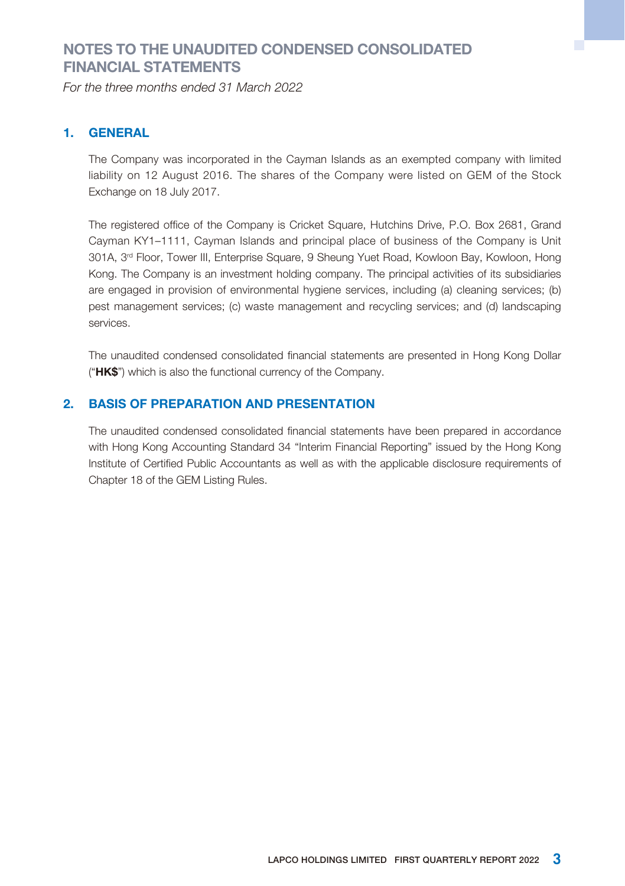# NOTES TO THE UNAUDITED CONDENSED CONSOLIDATED FINANCIAL STATEMENTS

*For the three months ended 31 March 2022*

## 1. GENERAL

The Company was incorporated in the Cayman Islands as an exempted company with limited liability on 12 August 2016. The shares of the Company were listed on GEM of the Stock Exchange on 18 July 2017.

The registered office of the Company is Cricket Square, Hutchins Drive, P.O. Box 2681, Grand Cayman KY1–1111, Cayman Islands and principal place of business of the Company is Unit 301A, 3rd Floor, Tower III, Enterprise Square, 9 Sheung Yuet Road, Kowloon Bay, Kowloon, Hong Kong. The Company is an investment holding company. The principal activities of its subsidiaries are engaged in provision of environmental hygiene services, including (a) cleaning services; (b) pest management services; (c) waste management and recycling services; and (d) landscaping services.

The unaudited condensed consolidated financial statements are presented in Hong Kong Dollar ("**HK$**") which is also the functional currency of the Company.

## 2. BASIS OF PREPARATION AND PRESENTATION

The unaudited condensed consolidated financial statements have been prepared in accordance with Hong Kong Accounting Standard 34 "Interim Financial Reporting" issued by the Hong Kong Institute of Certified Public Accountants as well as with the applicable disclosure requirements of Chapter 18 of the GEM Listing Rules.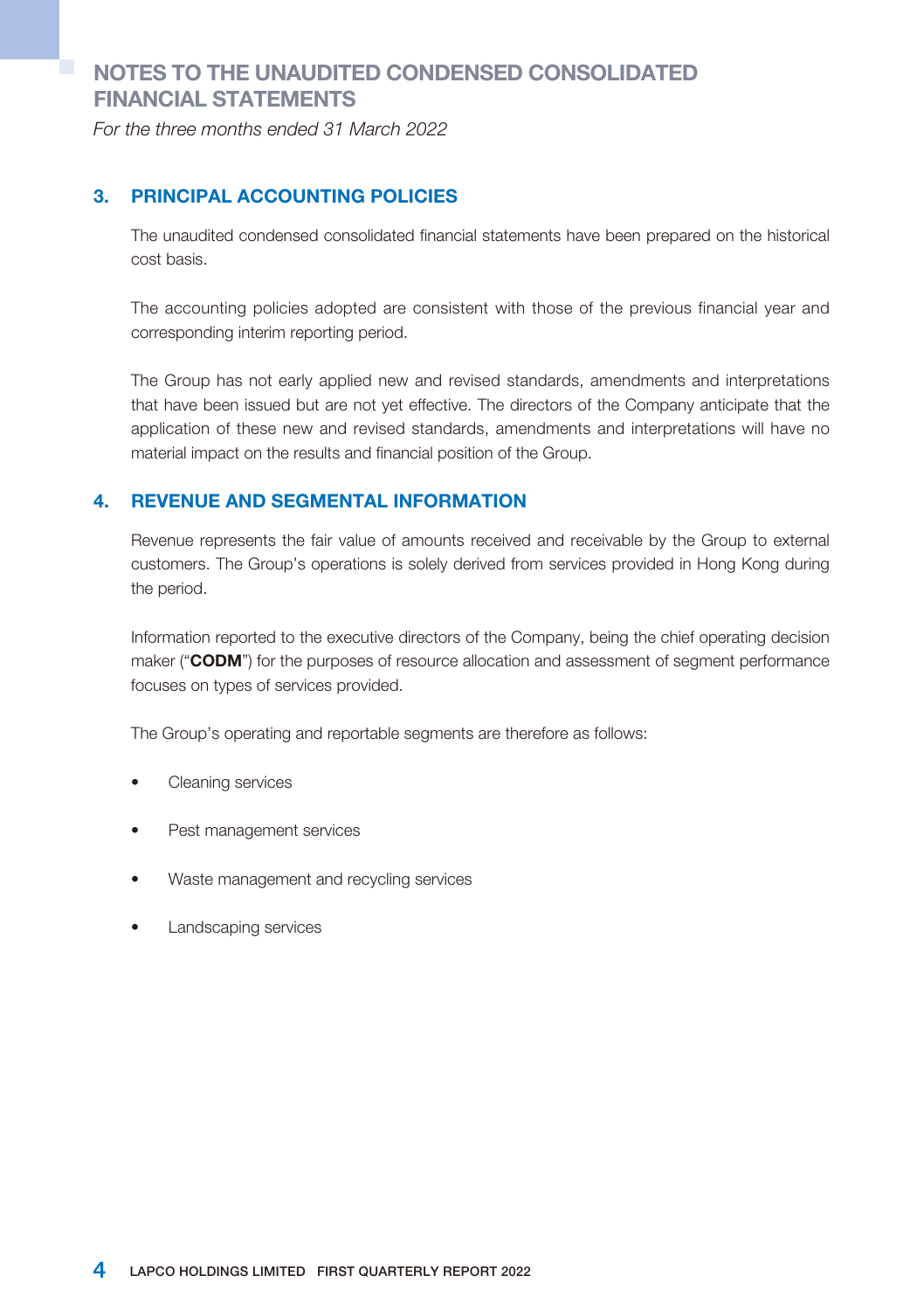# NOTES TO THE UNAUDITED CONDENSED CONSOLIDATED FINANCIAL STATEMENTS

*For the three months ended 31 March 2022*

## 3. PRINCIPAL ACCOUNTING POLICIES

The unaudited condensed consolidated financial statements have been prepared on the historical cost basis.

The accounting policies adopted are consistent with those of the previous financial year and corresponding interim reporting period.

The Group has not early applied new and revised standards, amendments and interpretations that have been issued but are not yet effective. The directors of the Company anticipate that the application of these new and revised standards, amendments and interpretations will have no material impact on the results and financial position of the Group.

## 4. REVENUE AND SEGMENTAL INFORMATION

Revenue represents the fair value of amounts received and receivable by the Group to external customers. The Group's operations is solely derived from services provided in Hong Kong during the period.

Information reported to the executive directors of the Company, being the chief operating decision maker ("**CODM**") for the purposes of resource allocation and assessment of segment performance focuses on types of services provided.

The Group's operating and reportable segments are therefore as follows:

- Cleaning services
- Pest management services
- Waste management and recycling services
- Landscaping services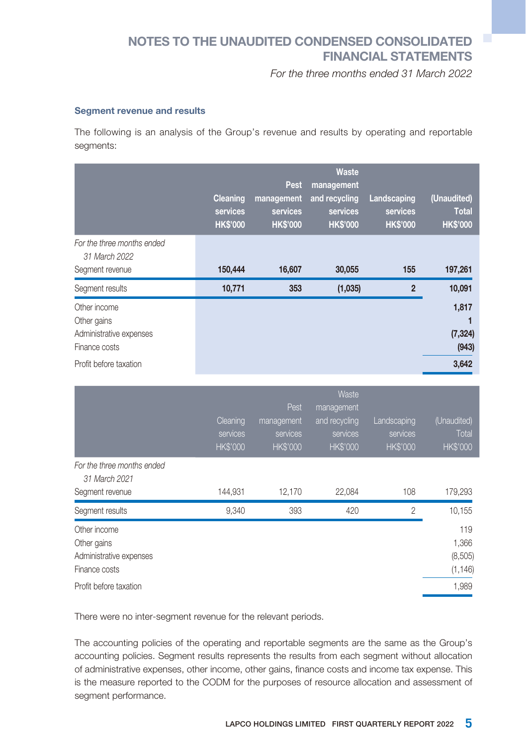### Segment revenue and results

The following is an analysis of the Group's revenue and results by operating and reportable segments:

| | Cleaning services HK$'000 | Pest management services HK$'000 | Waste management and recycling services HK$'000 | Landscaping services HK$'000 | (Unaudited) Total HK$'000 |
|---|---|---|---|---|---|
| *For the three months ended 31 March 2022* | | | | | |
| Segment revenue | **150,444** | **16,607** | **30,055** | **155** | **197,261** |
| Segment results | **10,771** | **353** | **(1,035)** | **2** | **10,091** |
| Other income | | | | | **1,817** |
| Other gains | | | | | **1** |
| Administrative expenses | | | | | **(7,324)** |
| Finance costs | | | | | **(943)** |
| Profit before taxation | | | | | **3,642** |

| | Cleaning services HK$'000 | Pest management services HK$'000 | Waste management and recycling services HK$'000 | Landscaping services HK$'000 | (Unaudited) Total HK$'000 |
|---|---|---|---|---|---|
| *For the three months ended 31 March 2021* | | | | | |
| Segment revenue | 144,931 | 12,170 | 22,084 | 108 | 179,293 |
| Segment results | 9,340 | 393 | 420 | 2 | 10,155 |
| Other income | | | | | 119 |
| Other gains | | | | | 1,366 |
| Administrative expenses | | | | | (8,505) |
| Finance costs | | | | | (1,146) |
| Profit before taxation | | | | | 1,989 |

There were no inter-segment revenue for the relevant periods.

The accounting policies of the operating and reportable segments are the same as the Group's accounting policies. Segment results represents the results from each segment without allocation of administrative expenses, other income, other gains, finance costs and income tax expense. This is the measure reported to the CODM for the purposes of resource allocation and assessment of segment performance.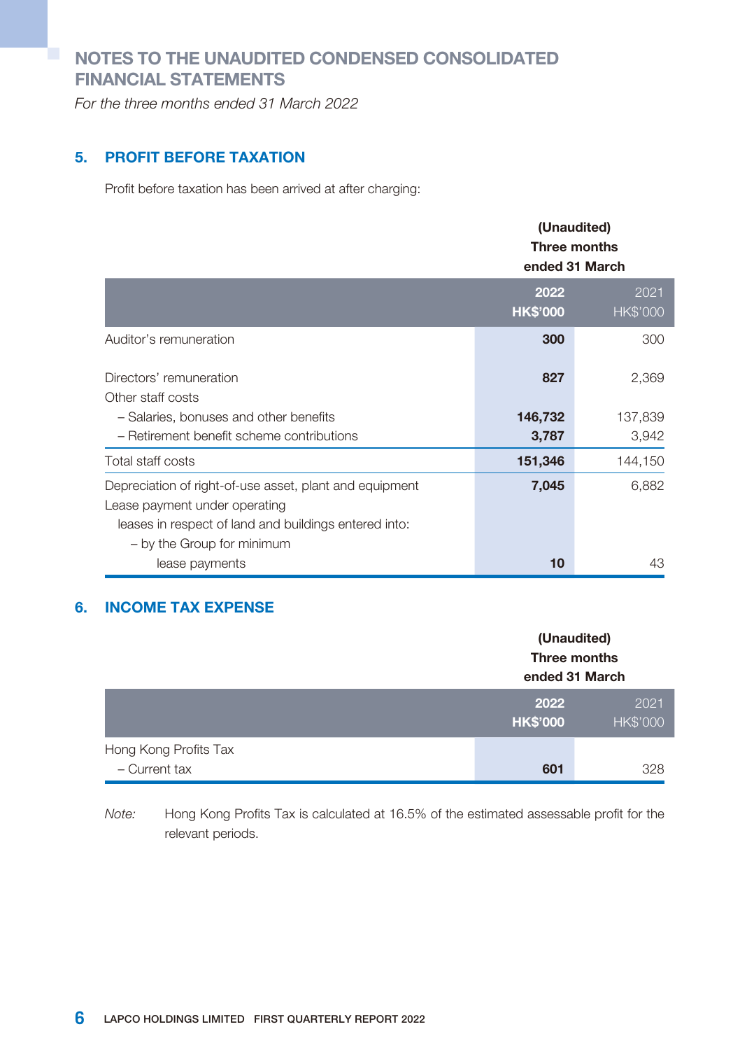# NOTES TO THE UNAUDITED CONDENSED CONSOLIDATED FINANCIAL STATEMENTS

*For the three months ended 31 March 2022*

## 5. PROFIT BEFORE TAXATION

Profit before taxation has been arrived at after charging:

| | (Unaudited) Three months ended 31 March | |
|---|---|---|
| | **2022** **HK$'000** | 2021 HK$'000 |
| Auditor's remuneration | **300** | 300 |
| Directors' remuneration | **827** | 2,369 |
| Other staff costs | | |
| – Salaries, bonuses and other benefits | **146,732** | 137,839 |
| – Retirement benefit scheme contributions | **3,787** | 3,942 |
| Total staff costs | **151,346** | 144,150 |
| Depreciation of right-of-use asset, plant and equipment | **7,045** | 6,882 |
| Lease payment under operating leases in respect of land and buildings entered into: – by the Group for minimum lease payments | **10** | 43 |

## 6. INCOME TAX EXPENSE

| | (Unaudited) Three months ended 31 March | |
|---|---|---|
| | **2022** **HK$'000** | 2021 HK$'000 |
| Hong Kong Profits Tax | | |
| – Current tax | **601** | 328 |

*Note:* Hong Kong Profits Tax is calculated at 16.5% of the estimated assessable profit for the relevant periods.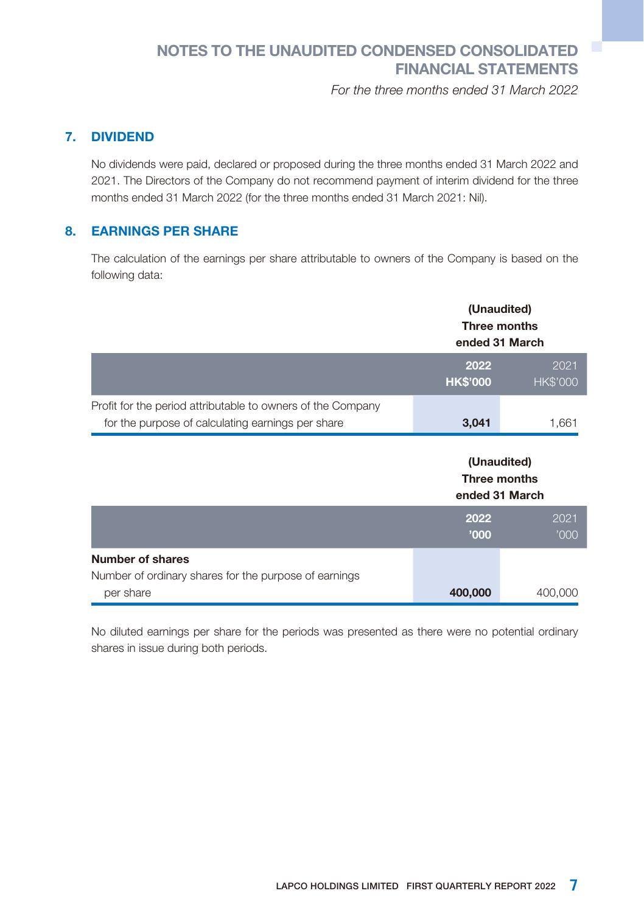# NOTES TO THE UNAUDITED CONDENSED CONSOLIDATED FINANCIAL STATEMENTS

*For the three months ended 31 March 2022*

## 7. DIVIDEND

No dividends were paid, declared or proposed during the three months ended 31 March 2022 and 2021. The Directors of the Company do not recommend payment of interim dividend for the three months ended 31 March 2022 (for the three months ended 31 March 2021: Nil).

## 8. EARNINGS PER SHARE

The calculation of the earnings per share attributable to owners of the Company is based on the following data:

| | (Unaudited) Three months ended 31 March | |
|---|---|---|
| | **2022 HK$'000** | 2021 HK$'000 |
| Profit for the period attributable to owners of the Company for the purpose of calculating earnings per share | **3,041** | 1,661 |

| | (Unaudited) Three months ended 31 March | |
|---|---|---|
| | **2022 '000** | 2021 '000 |
| **Number of shares** | | |
| Number of ordinary shares for the purpose of earnings per share | **400,000** | 400,000 |

No diluted earnings per share for the periods was presented as there were no potential ordinary shares in issue during both periods.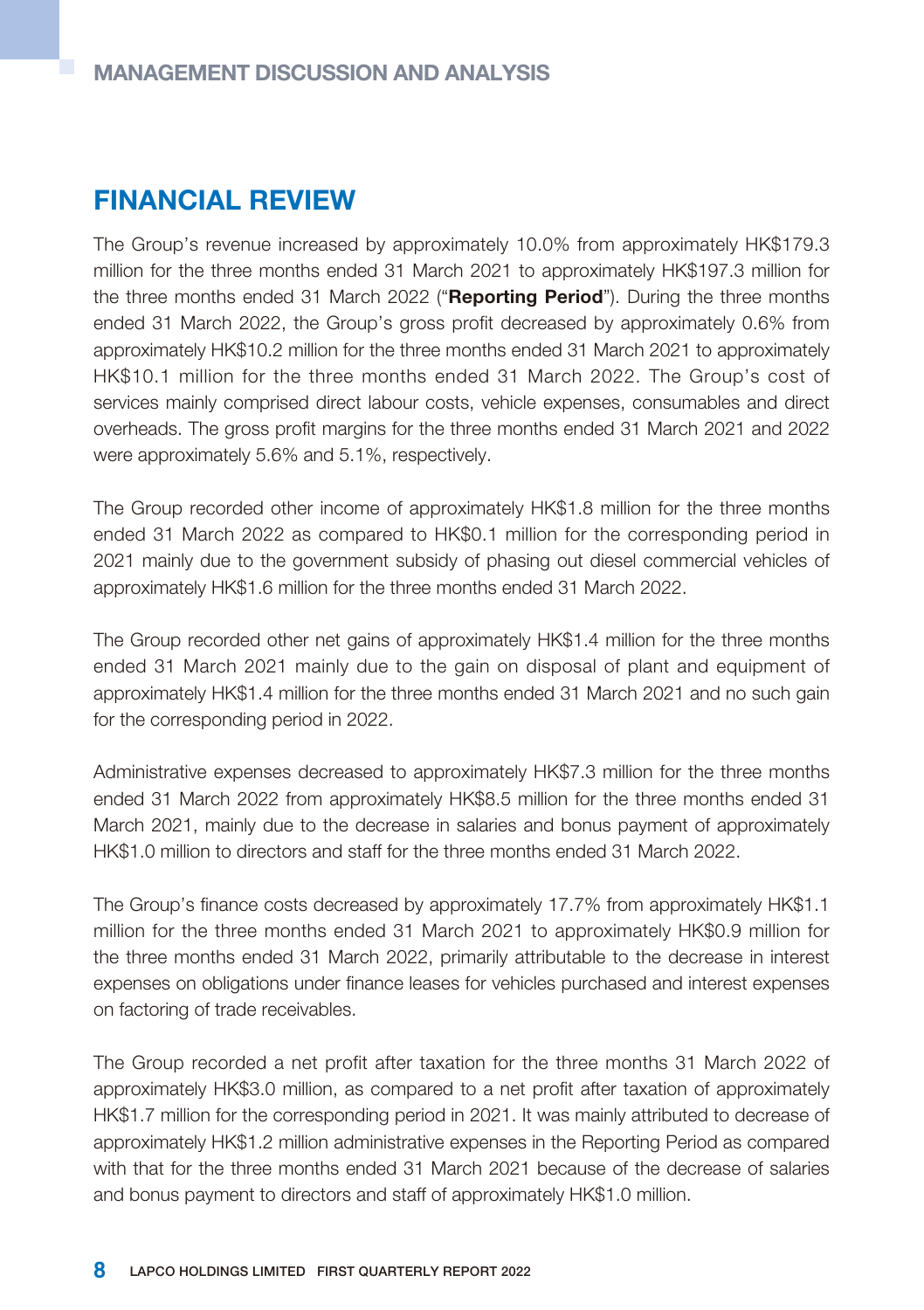# MANAGEMENT DISCUSSION AND ANALYSIS

## FINANCIAL REVIEW

The Group's revenue increased by approximately 10.0% from approximately HK$179.3 million for the three months ended 31 March 2021 to approximately HK$197.3 million for the three months ended 31 March 2022 ("**Reporting Period**"). During the three months ended 31 March 2022, the Group's gross profit decreased by approximately 0.6% from approximately HK$10.2 million for the three months ended 31 March 2021 to approximately HK$10.1 million for the three months ended 31 March 2022. The Group's cost of services mainly comprised direct labour costs, vehicle expenses, consumables and direct overheads. The gross profit margins for the three months ended 31 March 2021 and 2022 were approximately 5.6% and 5.1%, respectively.

The Group recorded other income of approximately HK$1.8 million for the three months ended 31 March 2022 as compared to HK$0.1 million for the corresponding period in 2021 mainly due to the government subsidy of phasing out diesel commercial vehicles of approximately HK$1.6 million for the three months ended 31 March 2022.

The Group recorded other net gains of approximately HK$1.4 million for the three months ended 31 March 2021 mainly due to the gain on disposal of plant and equipment of approximately HK$1.4 million for the three months ended 31 March 2021 and no such gain for the corresponding period in 2022.

Administrative expenses decreased to approximately HK$7.3 million for the three months ended 31 March 2022 from approximately HK$8.5 million for the three months ended 31 March 2021, mainly due to the decrease in salaries and bonus payment of approximately HK$1.0 million to directors and staff for the three months ended 31 March 2022.

The Group's finance costs decreased by approximately 17.7% from approximately HK$1.1 million for the three months ended 31 March 2021 to approximately HK$0.9 million for the three months ended 31 March 2022, primarily attributable to the decrease in interest expenses on obligations under finance leases for vehicles purchased and interest expenses on factoring of trade receivables.

The Group recorded a net profit after taxation for the three months 31 March 2022 of approximately HK$3.0 million, as compared to a net profit after taxation of approximately HK$1.7 million for the corresponding period in 2021. It was mainly attributed to decrease of approximately HK$1.2 million administrative expenses in the Reporting Period as compared with that for the three months ended 31 March 2021 because of the decrease of salaries and bonus payment to directors and staff of approximately HK$1.0 million.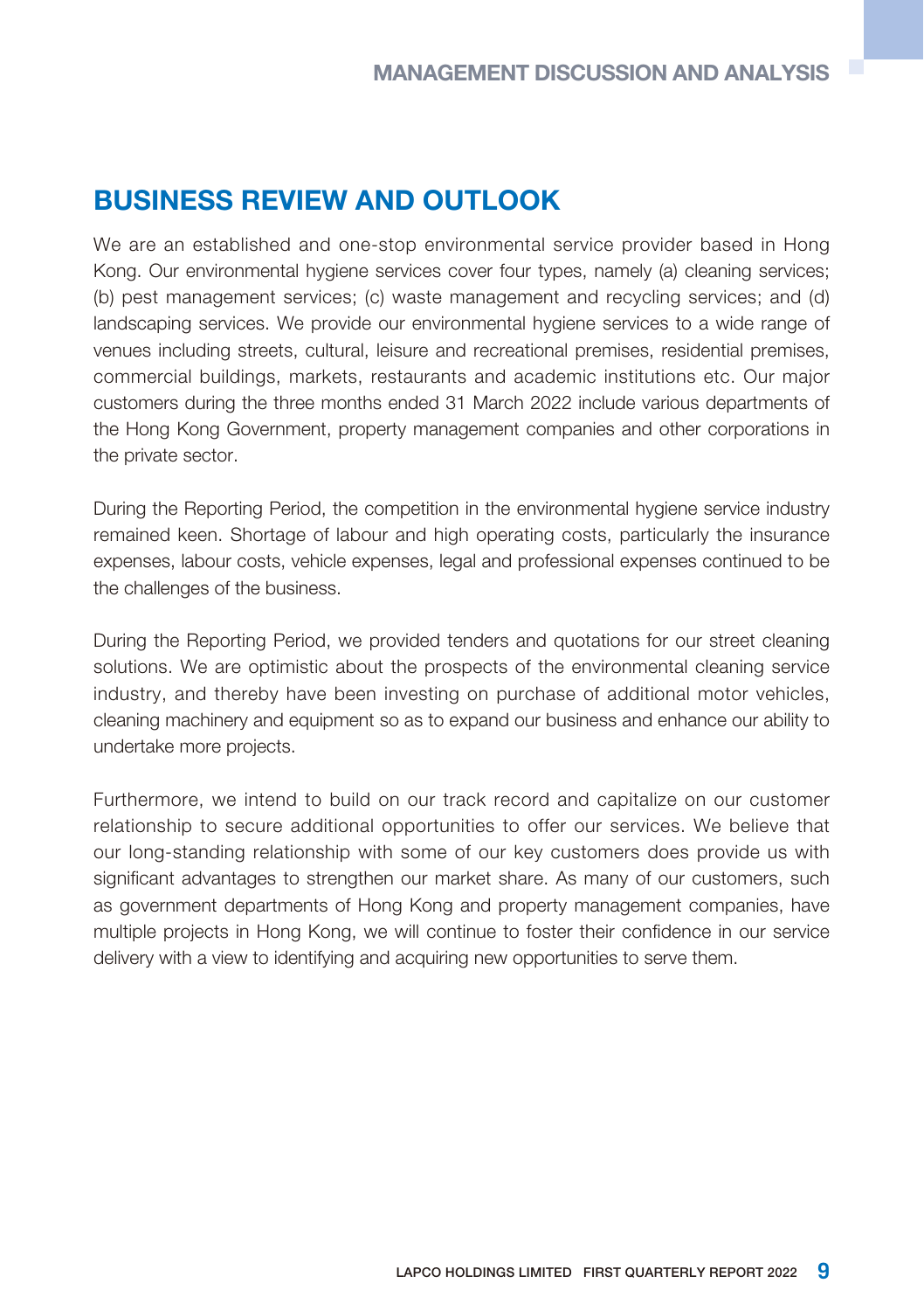## BUSINESS REVIEW AND OUTLOOK

We are an established and one-stop environmental service provider based in Hong Kong. Our environmental hygiene services cover four types, namely (a) cleaning services; (b) pest management services; (c) waste management and recycling services; and (d) landscaping services. We provide our environmental hygiene services to a wide range of venues including streets, cultural, leisure and recreational premises, residential premises, commercial buildings, markets, restaurants and academic institutions etc. Our major customers during the three months ended 31 March 2022 include various departments of the Hong Kong Government, property management companies and other corporations in the private sector.

During the Reporting Period, the competition in the environmental hygiene service industry remained keen. Shortage of labour and high operating costs, particularly the insurance expenses, labour costs, vehicle expenses, legal and professional expenses continued to be the challenges of the business.

During the Reporting Period, we provided tenders and quotations for our street cleaning solutions. We are optimistic about the prospects of the environmental cleaning service industry, and thereby have been investing on purchase of additional motor vehicles, cleaning machinery and equipment so as to expand our business and enhance our ability to undertake more projects.

Furthermore, we intend to build on our track record and capitalize on our customer relationship to secure additional opportunities to offer our services. We believe that our long-standing relationship with some of our key customers does provide us with significant advantages to strengthen our market share. As many of our customers, such as government departments of Hong Kong and property management companies, have multiple projects in Hong Kong, we will continue to foster their confidence in our service delivery with a view to identifying and acquiring new opportunities to serve them.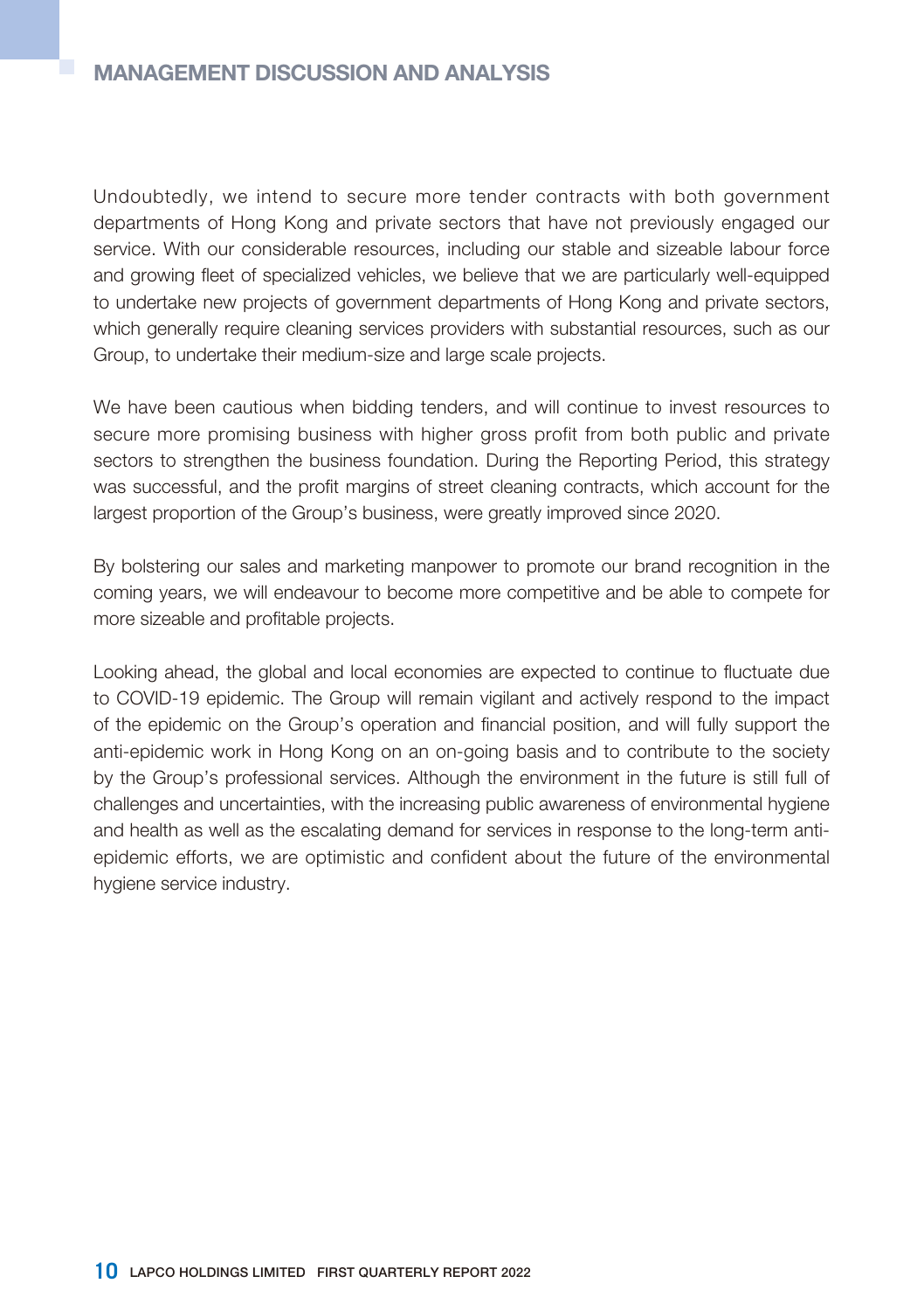Undoubtedly, we intend to secure more tender contracts with both government departments of Hong Kong and private sectors that have not previously engaged our service. With our considerable resources, including our stable and sizeable labour force and growing fleet of specialized vehicles, we believe that we are particularly well-equipped to undertake new projects of government departments of Hong Kong and private sectors, which generally require cleaning services providers with substantial resources, such as our Group, to undertake their medium-size and large scale projects.

We have been cautious when bidding tenders, and will continue to invest resources to secure more promising business with higher gross profit from both public and private sectors to strengthen the business foundation. During the Reporting Period, this strategy was successful, and the profit margins of street cleaning contracts, which account for the largest proportion of the Group's business, were greatly improved since 2020.

By bolstering our sales and marketing manpower to promote our brand recognition in the coming years, we will endeavour to become more competitive and be able to compete for more sizeable and profitable projects.

Looking ahead, the global and local economies are expected to continue to fluctuate due to COVID-19 epidemic. The Group will remain vigilant and actively respond to the impact of the epidemic on the Group's operation and financial position, and will fully support the anti-epidemic work in Hong Kong on an on-going basis and to contribute to the society by the Group's professional services. Although the environment in the future is still full of challenges and uncertainties, with the increasing public awareness of environmental hygiene and health as well as the escalating demand for services in response to the long-term anti-epidemic efforts, we are optimistic and confident about the future of the environmental hygiene service industry.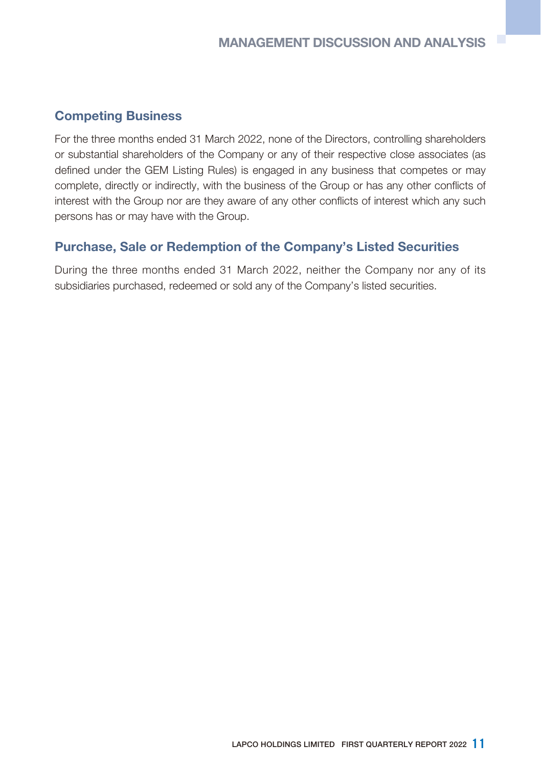## Competing Business

For the three months ended 31 March 2022, none of the Directors, controlling shareholders or substantial shareholders of the Company or any of their respective close associates (as defined under the GEM Listing Rules) is engaged in any business that competes or may complete, directly or indirectly, with the business of the Group or has any other conflicts of interest with the Group nor are they aware of any other conflicts of interest which any such persons has or may have with the Group.

## Purchase, Sale or Redemption of the Company's Listed Securities

During the three months ended 31 March 2022, neither the Company nor any of its subsidiaries purchased, redeemed or sold any of the Company's listed securities.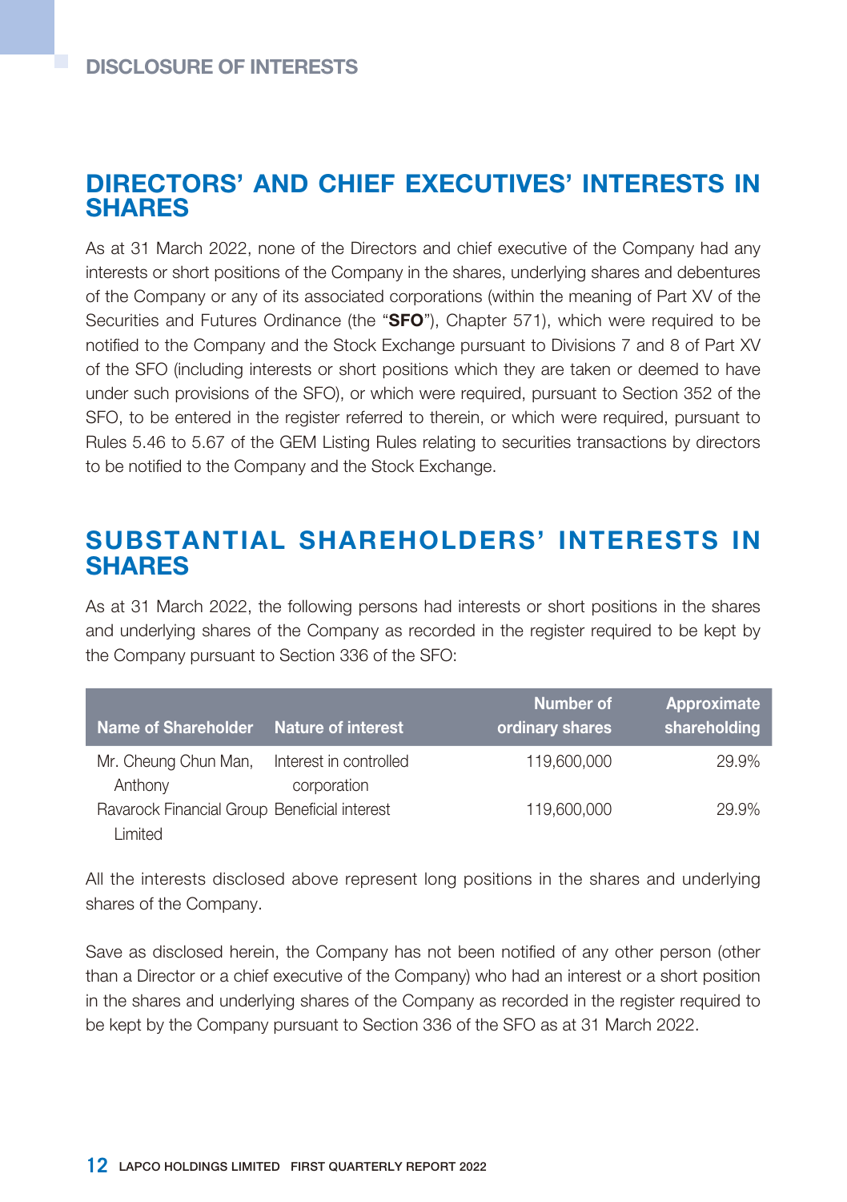# DISCLOSURE OF INTERESTS

## DIRECTORS' AND CHIEF EXECUTIVES' INTERESTS IN SHARES

As at 31 March 2022, none of the Directors and chief executive of the Company had any interests or short positions of the Company in the shares, underlying shares and debentures of the Company or any of its associated corporations (within the meaning of Part XV of the Securities and Futures Ordinance (the "**SFO**"), Chapter 571), which were required to be notified to the Company and the Stock Exchange pursuant to Divisions 7 and 8 of Part XV of the SFO (including interests or short positions which they are taken or deemed to have under such provisions of the SFO), or which were required, pursuant to Section 352 of the SFO, to be entered in the register referred to therein, or which were required, pursuant to Rules 5.46 to 5.67 of the GEM Listing Rules relating to securities transactions by directors to be notified to the Company and the Stock Exchange.

## SUBSTANTIAL SHAREHOLDERS' INTERESTS IN SHARES

As at 31 March 2022, the following persons had interests or short positions in the shares and underlying shares of the Company as recorded in the register required to be kept by the Company pursuant to Section 336 of the SFO:

| Name of Shareholder | Nature of interest | Number of ordinary shares | Approximate shareholding |
|---|---|---|---|
| Mr. Cheung Chun Man, Anthony | Interest in controlled corporation | 119,600,000 | 29.9% |
| Ravarock Financial Group Limited | Beneficial interest | 119,600,000 | 29.9% |

All the interests disclosed above represent long positions in the shares and underlying shares of the Company.

Save as disclosed herein, the Company has not been notified of any other person (other than a Director or a chief executive of the Company) who had an interest or a short position in the shares and underlying shares of the Company as recorded in the register required to be kept by the Company pursuant to Section 336 of the SFO as at 31 March 2022.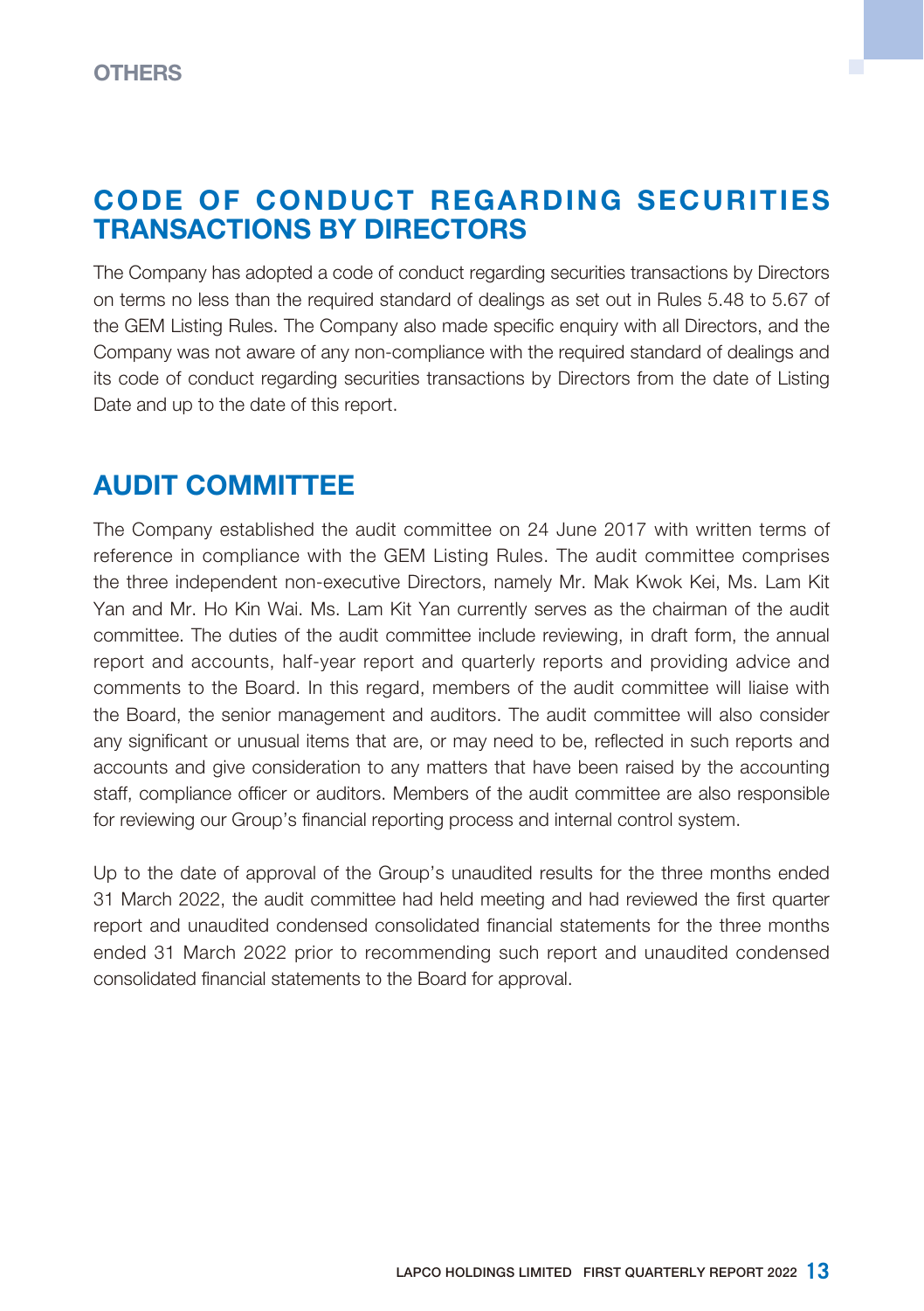## CODE OF CONDUCT REGARDING SECURITIES TRANSACTIONS BY DIRECTORS

The Company has adopted a code of conduct regarding securities transactions by Directors on terms no less than the required standard of dealings as set out in Rules 5.48 to 5.67 of the GEM Listing Rules. The Company also made specific enquiry with all Directors, and the Company was not aware of any non-compliance with the required standard of dealings and its code of conduct regarding securities transactions by Directors from the date of Listing Date and up to the date of this report.

## AUDIT COMMITTEE

The Company established the audit committee on 24 June 2017 with written terms of reference in compliance with the GEM Listing Rules. The audit committee comprises the three independent non-executive Directors, namely Mr. Mak Kwok Kei, Ms. Lam Kit Yan and Mr. Ho Kin Wai. Ms. Lam Kit Yan currently serves as the chairman of the audit committee. The duties of the audit committee include reviewing, in draft form, the annual report and accounts, half-year report and quarterly reports and providing advice and comments to the Board. In this regard, members of the audit committee will liaise with the Board, the senior management and auditors. The audit committee will also consider any significant or unusual items that are, or may need to be, reflected in such reports and accounts and give consideration to any matters that have been raised by the accounting staff, compliance officer or auditors. Members of the audit committee are also responsible for reviewing our Group's financial reporting process and internal control system.

Up to the date of approval of the Group's unaudited results for the three months ended 31 March 2022, the audit committee had held meeting and had reviewed the first quarter report and unaudited condensed consolidated financial statements for the three months ended 31 March 2022 prior to recommending such report and unaudited condensed consolidated financial statements to the Board for approval.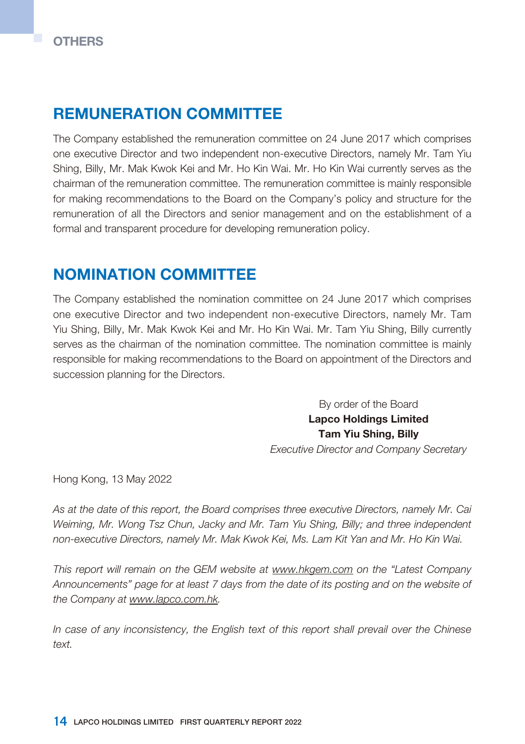## REMUNERATION COMMITTEE

The Company established the remuneration committee on 24 June 2017 which comprises one executive Director and two independent non-executive Directors, namely Mr. Tam Yiu Shing, Billy, Mr. Mak Kwok Kei and Mr. Ho Kin Wai. Mr. Ho Kin Wai currently serves as the chairman of the remuneration committee. The remuneration committee is mainly responsible for making recommendations to the Board on the Company's policy and structure for the remuneration of all the Directors and senior management and on the establishment of a formal and transparent procedure for developing remuneration policy.

## NOMINATION COMMITTEE

The Company established the nomination committee on 24 June 2017 which comprises one executive Director and two independent non-executive Directors, namely Mr. Tam Yiu Shing, Billy, Mr. Mak Kwok Kei and Mr. Ho Kin Wai. Mr. Tam Yiu Shing, Billy currently serves as the chairman of the nomination committee. The nomination committee is mainly responsible for making recommendations to the Board on appointment of the Directors and succession planning for the Directors.

By order of the Board
**Lapco Holdings Limited**
**Tam Yiu Shing, Billy**
*Executive Director and Company Secretary*

Hong Kong, 13 May 2022

*As at the date of this report, the Board comprises three executive Directors, namely Mr. Cai Weiming, Mr. Wong Tsz Chun, Jacky and Mr. Tam Yiu Shing, Billy; and three independent non-executive Directors, namely Mr. Mak Kwok Kei, Ms. Lam Kit Yan and Mr. Ho Kin Wai.*

*This report will remain on the GEM website at www.hkgem.com on the "Latest Company Announcements" page for at least 7 days from the date of its posting and on the website of the Company at www.lapco.com.hk.*

*In case of any inconsistency, the English text of this report shall prevail over the Chinese text.*